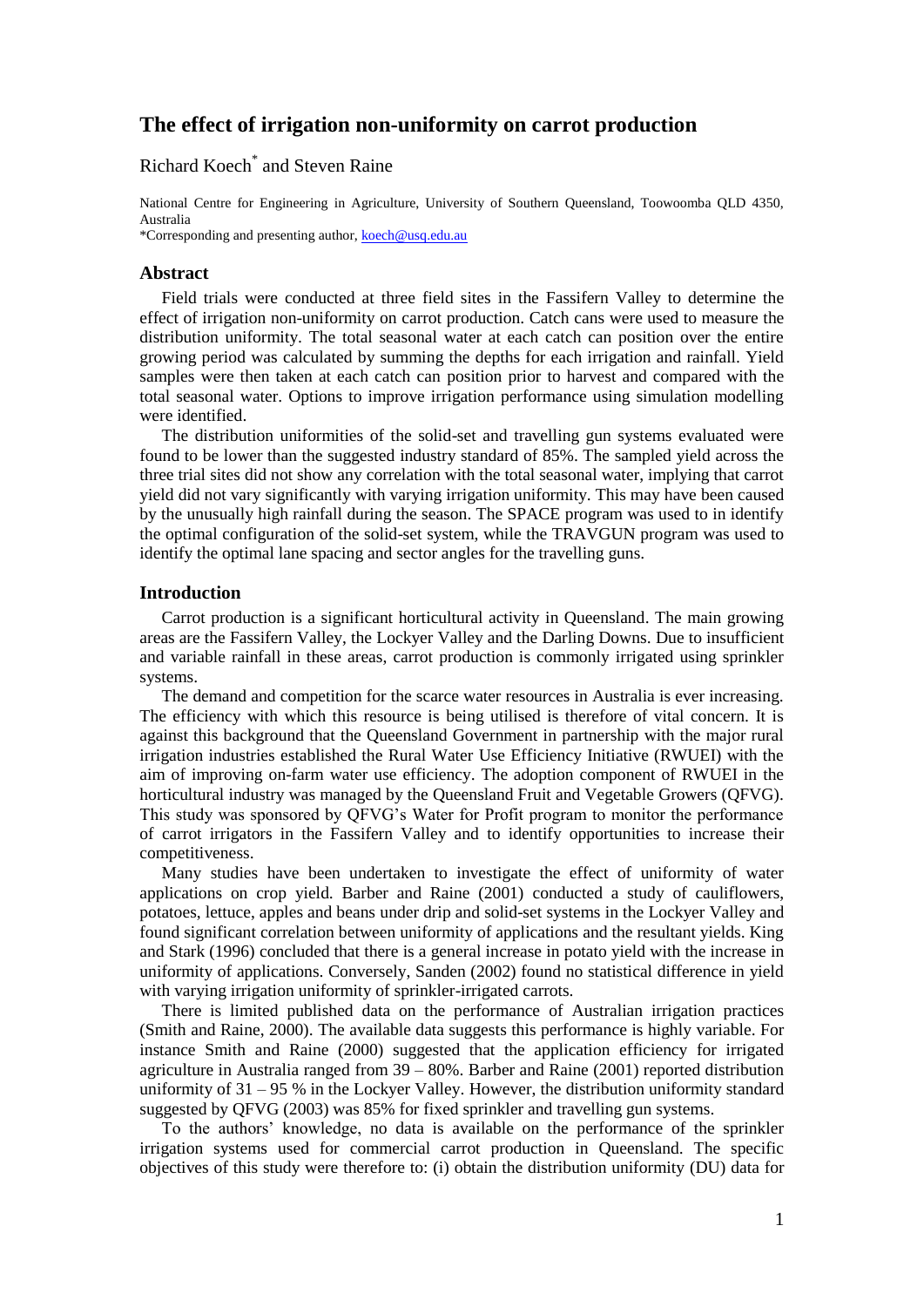# The effect of irrigation non-uniformity on carrot production

Richard Koech* and Steven Raine

National Centre for Engineering in Agriculture, University of Southern Queensland, Toowoomba QLD 4350, Australia
*Corresponding and presenting author, koech@usq.edu.au

## Abstract

Field trials were conducted at three field sites in the Fassifern Valley to determine the effect of irrigation non-uniformity on carrot production. Catch cans were used to measure the distribution uniformity. The total seasonal water at each catch can position over the entire growing period was calculated by summing the depths for each irrigation and rainfall. Yield samples were then taken at each catch can position prior to harvest and compared with the total seasonal water. Options to improve irrigation performance using simulation modelling were identified.

The distribution uniformities of the solid-set and travelling gun systems evaluated were found to be lower than the suggested industry standard of 85%. The sampled yield across the three trial sites did not show any correlation with the total seasonal water, implying that carrot yield did not vary significantly with varying irrigation uniformity. This may have been caused by the unusually high rainfall during the season. The SPACE program was used to in identify the optimal configuration of the solid-set system, while the TRAVGUN program was used to identify the optimal lane spacing and sector angles for the travelling guns.

## Introduction

Carrot production is a significant horticultural activity in Queensland. The main growing areas are the Fassifern Valley, the Lockyer Valley and the Darling Downs. Due to insufficient and variable rainfall in these areas, carrot production is commonly irrigated using sprinkler systems.

The demand and competition for the scarce water resources in Australia is ever increasing. The efficiency with which this resource is being utilised is therefore of vital concern. It is against this background that the Queensland Government in partnership with the major rural irrigation industries established the Rural Water Use Efficiency Initiative (RWUEI) with the aim of improving on-farm water use efficiency. The adoption component of RWUEI in the horticultural industry was managed by the Queensland Fruit and Vegetable Growers (QFVG). This study was sponsored by QFVG's Water for Profit program to monitor the performance of carrot irrigators in the Fassifern Valley and to identify opportunities to increase their competitiveness.

Many studies have been undertaken to investigate the effect of uniformity of water applications on crop yield. Barber and Raine (2001) conducted a study of cauliflowers, potatoes, lettuce, apples and beans under drip and solid-set systems in the Lockyer Valley and found significant correlation between uniformity of applications and the resultant yields. King and Stark (1996) concluded that there is a general increase in potato yield with the increase in uniformity of applications. Conversely, Sanden (2002) found no statistical difference in yield with varying irrigation uniformity of sprinkler-irrigated carrots.

There is limited published data on the performance of Australian irrigation practices (Smith and Raine, 2000). The available data suggests this performance is highly variable. For instance Smith and Raine (2000) suggested that the application efficiency for irrigated agriculture in Australia ranged from 39 – 80%. Barber and Raine (2001) reported distribution uniformity of 31 – 95 % in the Lockyer Valley. However, the distribution uniformity standard suggested by QFVG (2003) was 85% for fixed sprinkler and travelling gun systems.

To the authors' knowledge, no data is available on the performance of the sprinkler irrigation systems used for commercial carrot production in Queensland. The specific objectives of this study were therefore to: (i) obtain the distribution uniformity (DU) data for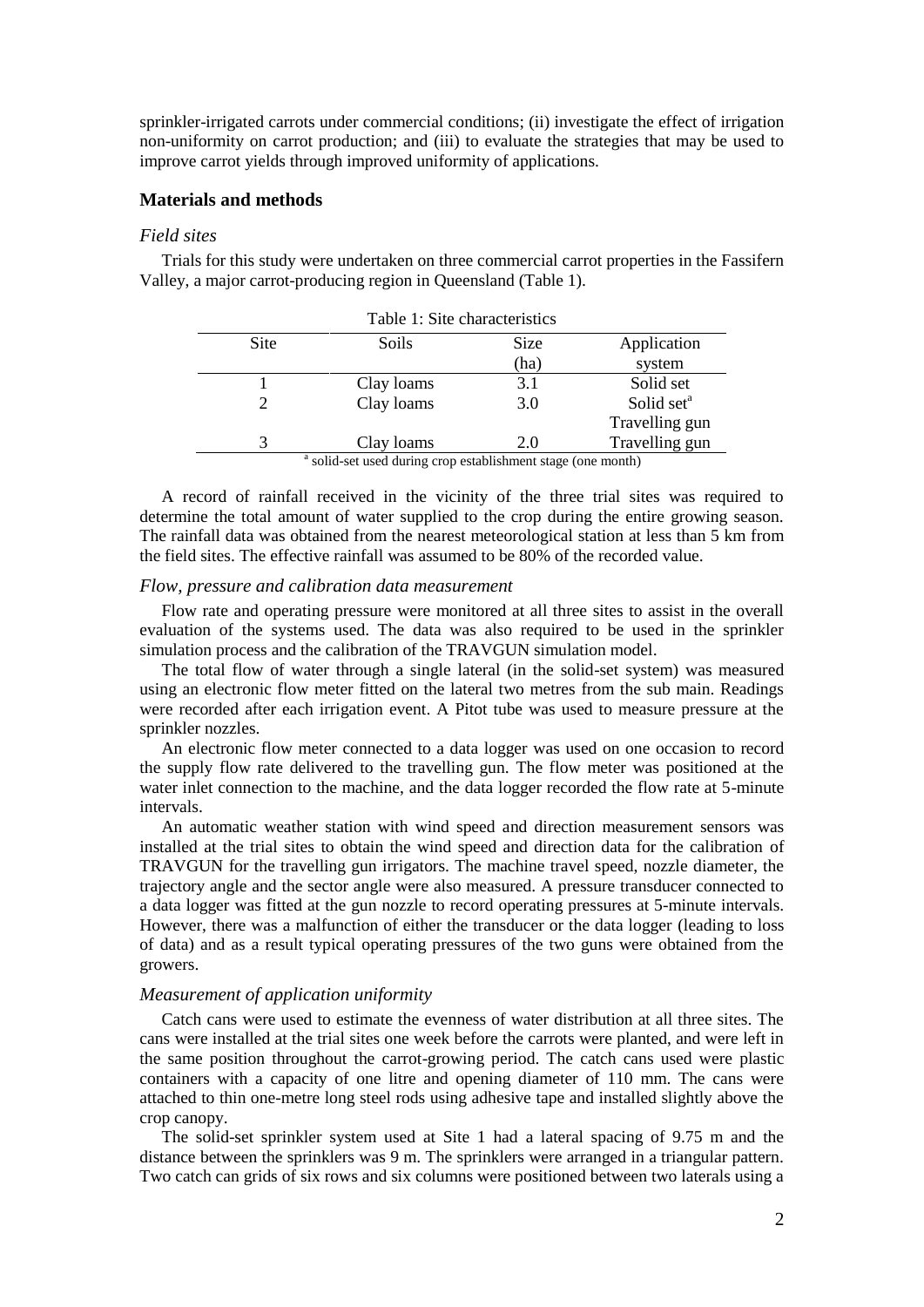sprinkler-irrigated carrots under commercial conditions; (ii) investigate the effect of irrigation non-uniformity on carrot production; and (iii) to evaluate the strategies that may be used to improve carrot yields through improved uniformity of applications.

## Materials and methods

### *Field sites*

Trials for this study were undertaken on three commercial carrot properties in the Fassifern Valley, a major carrot-producing region in Queensland (Table 1).

Table 1: Site characteristics

| Site | Soils | Size (ha) | Application system |
|---|---|---|---|
| 1 | Clay loams | 3.1 | Solid set |
| 2 | Clay loams | 3.0 | Solid set[a] Travelling gun |
| 3 | Clay loams | 2.0 | Travelling gun |

[a] solid-set used during crop establishment stage (one month)

A record of rainfall received in the vicinity of the three trial sites was required to determine the total amount of water supplied to the crop during the entire growing season. The rainfall data was obtained from the nearest meteorological station at less than 5 km from the field sites. The effective rainfall was assumed to be 80% of the recorded value.

### *Flow, pressure and calibration data measurement*

Flow rate and operating pressure were monitored at all three sites to assist in the overall evaluation of the systems used. The data was also required to be used in the sprinkler simulation process and the calibration of the TRAVGUN simulation model.

The total flow of water through a single lateral (in the solid-set system) was measured using an electronic flow meter fitted on the lateral two metres from the sub main. Readings were recorded after each irrigation event. A Pitot tube was used to measure pressure at the sprinkler nozzles.

An electronic flow meter connected to a data logger was used on one occasion to record the supply flow rate delivered to the travelling gun. The flow meter was positioned at the water inlet connection to the machine, and the data logger recorded the flow rate at 5-minute intervals.

An automatic weather station with wind speed and direction measurement sensors was installed at the trial sites to obtain the wind speed and direction data for the calibration of TRAVGUN for the travelling gun irrigators. The machine travel speed, nozzle diameter, the trajectory angle and the sector angle were also measured. A pressure transducer connected to a data logger was fitted at the gun nozzle to record operating pressures at 5-minute intervals. However, there was a malfunction of either the transducer or the data logger (leading to loss of data) and as a result typical operating pressures of the two guns were obtained from the growers.

### *Measurement of application uniformity*

Catch cans were used to estimate the evenness of water distribution at all three sites. The cans were installed at the trial sites one week before the carrots were planted, and were left in the same position throughout the carrot-growing period. The catch cans used were plastic containers with a capacity of one litre and opening diameter of 110 mm. The cans were attached to thin one-metre long steel rods using adhesive tape and installed slightly above the crop canopy.

The solid-set sprinkler system used at Site 1 had a lateral spacing of 9.75 m and the distance between the sprinklers was 9 m. The sprinklers were arranged in a triangular pattern. Two catch can grids of six rows and six columns were positioned between two laterals using a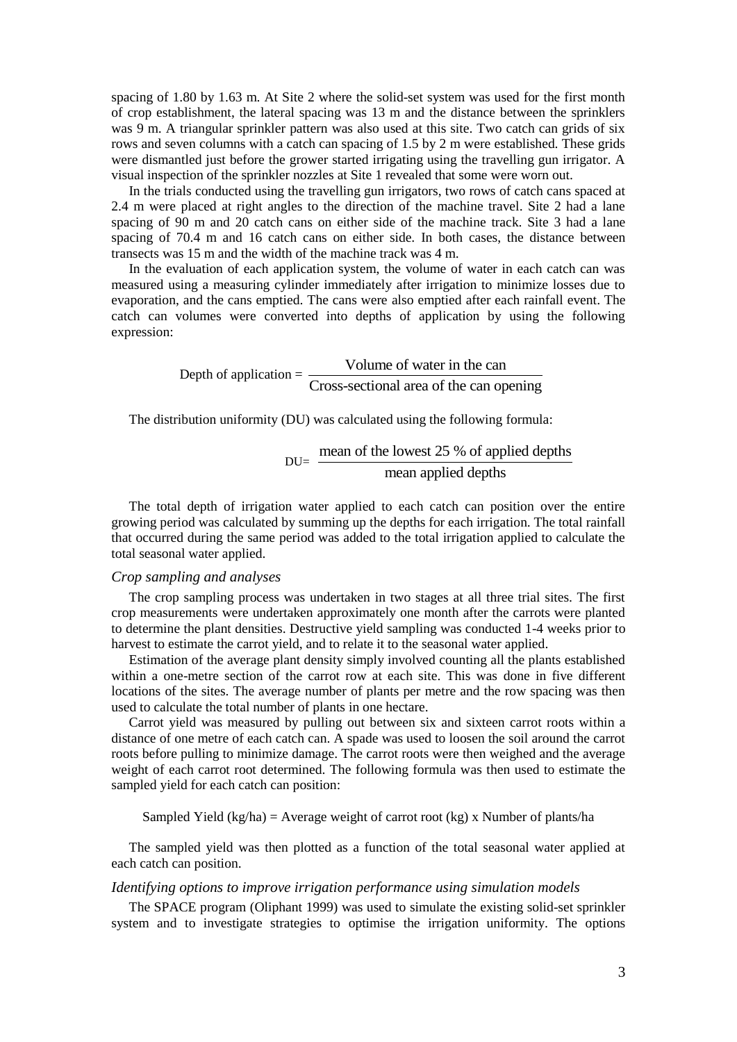spacing of 1.80 by 1.63 m. At Site 2 where the solid-set system was used for the first month of crop establishment, the lateral spacing was 13 m and the distance between the sprinklers was 9 m. A triangular sprinkler pattern was also used at this site. Two catch can grids of six rows and seven columns with a catch can spacing of 1.5 by 2 m were established. These grids were dismantled just before the grower started irrigating using the travelling gun irrigator. A visual inspection of the sprinkler nozzles at Site 1 revealed that some were worn out.

In the trials conducted using the travelling gun irrigators, two rows of catch cans spaced at 2.4 m were placed at right angles to the direction of the machine travel. Site 2 had a lane spacing of 90 m and 20 catch cans on either side of the machine track. Site 3 had a lane spacing of 70.4 m and 16 catch cans on either side. In both cases, the distance between transects was 15 m and the width of the machine track was 4 m.

In the evaluation of each application system, the volume of water in each catch can was measured using a measuring cylinder immediately after irrigation to minimize losses due to evaporation, and the cans emptied. The cans were also emptied after each rainfall event. The catch can volumes were converted into depths of application by using the following expression:

$$\text{Depth of application} = \frac{\text{Volume of water in the can}}{\text{Cross-sectional area of the can opening}}$$

The distribution uniformity (DU) was calculated using the following formula:

$$\text{DU} = \frac{\text{mean of the lowest 25 \% of applied depths}}{\text{mean applied depths}}$$

The total depth of irrigation water applied to each catch can position over the entire growing period was calculated by summing up the depths for each irrigation. The total rainfall that occurred during the same period was added to the total irrigation applied to calculate the total seasonal water applied.

### *Crop sampling and analyses*

The crop sampling process was undertaken in two stages at all three trial sites. The first crop measurements were undertaken approximately one month after the carrots were planted to determine the plant densities. Destructive yield sampling was conducted 1-4 weeks prior to harvest to estimate the carrot yield, and to relate it to the seasonal water applied.

Estimation of the average plant density simply involved counting all the plants established within a one-metre section of the carrot row at each site. This was done in five different locations of the sites. The average number of plants per metre and the row spacing was then used to calculate the total number of plants in one hectare.

Carrot yield was measured by pulling out between six and sixteen carrot roots within a distance of one metre of each catch can. A spade was used to loosen the soil around the carrot roots before pulling to minimize damage. The carrot roots were then weighed and the average weight of each carrot root determined. The following formula was then used to estimate the sampled yield for each catch can position:

Sampled Yield (kg/ha) = Average weight of carrot root (kg) x Number of plants/ha

The sampled yield was then plotted as a function of the total seasonal water applied at each catch can position.

### *Identifying options to improve irrigation performance using simulation models*

The SPACE program (Oliphant 1999) was used to simulate the existing solid-set sprinkler system and to investigate strategies to optimise the irrigation uniformity. The options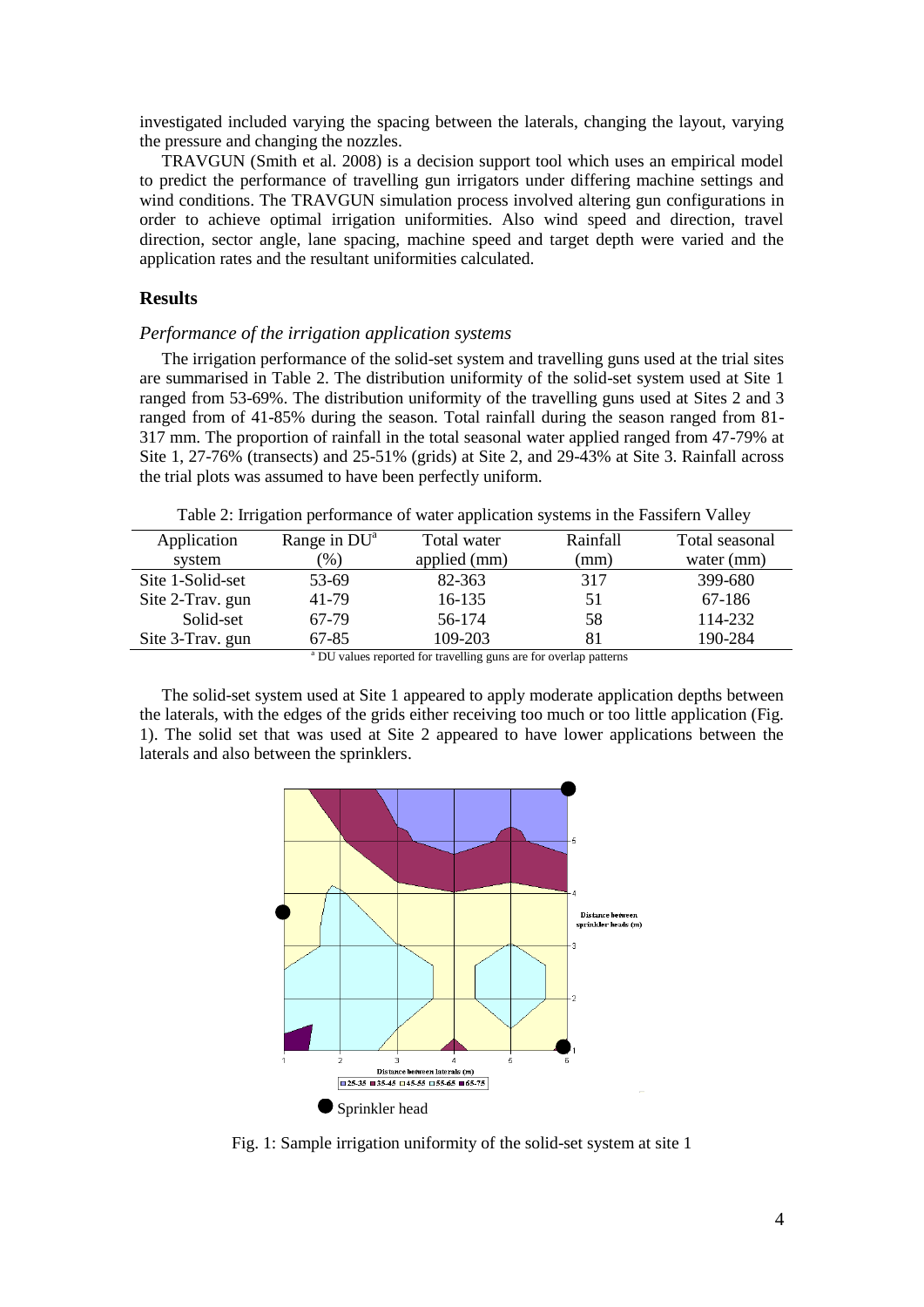investigated included varying the spacing between the laterals, changing the layout, varying the pressure and changing the nozzles.

TRAVGUN (Smith et al. 2008) is a decision support tool which uses an empirical model to predict the performance of travelling gun irrigators under differing machine settings and wind conditions. The TRAVGUN simulation process involved altering gun configurations in order to achieve optimal irrigation uniformities. Also wind speed and direction, travel direction, sector angle, lane spacing, machine speed and target depth were varied and the application rates and the resultant uniformities calculated.

## Results

### *Performance of the irrigation application systems*

The irrigation performance of the solid-set system and travelling guns used at the trial sites are summarised in Table 2. The distribution uniformity of the solid-set system used at Site 1 ranged from 53-69%. The distribution uniformity of the travelling guns used at Sites 2 and 3 ranged from of 41-85% during the season. Total rainfall during the season ranged from 81-317 mm. The proportion of rainfall in the total seasonal water applied ranged from 47-79% at Site 1, 27-76% (transects) and 25-51% (grids) at Site 2, and 29-43% at Site 3. Rainfall across the trial plots was assumed to have been perfectly uniform.

Table 2: Irrigation performance of water application systems in the Fassifern Valley

| Application system | Range in DU[a] (%) | Total water applied (mm) | Rainfall (mm) | Total seasonal water (mm) |
|---|---|---|---|---|
| Site 1-Solid-set | 53-69 | 82-363 | 317 | 399-680 |
| Site 2-Trav. gun | 41-79 | 16-135 | 51 | 67-186 |
| Solid-set | 67-79 | 56-174 | 58 | 114-232 |
| Site 3-Trav. gun | 67-85 | 109-203 | 81 | 190-284 |

[a] DU values reported for travelling guns are for overlap patterns

The solid-set system used at Site 1 appeared to apply moderate application depths between the laterals, with the edges of the grids either receiving too much or too little application (Fig. 1). The solid set that was used at Site 2 appeared to have lower applications between the laterals and also between the sprinklers.

Fig. 1: Sample irrigation uniformity of the solid-set system at site 1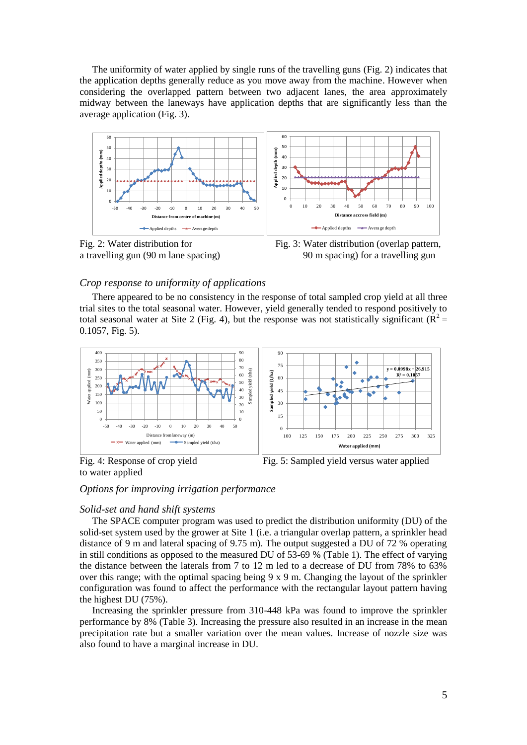The uniformity of water applied by single runs of the travelling guns (Fig. 2) indicates that the application depths generally reduce as you move away from the machine. However when considering the overlapped pattern between two adjacent lanes, the area approximately midway between the laneways have application depths that are significantly less than the average application (Fig. 3).

Fig. 2: Water distribution for a travelling gun (90 m lane spacing)

Fig. 3: Water distribution (overlap pattern, 90 m spacing) for a travelling gun

*Crop response to uniformity of applications*

There appeared to be no consistency in the response of total sampled crop yield at all three trial sites to the total seasonal water. However, yield generally tended to respond positively to total seasonal water at Site 2 (Fig. 4), but the response was not statistically significant ($R^2$ = 0.1057, Fig. 5).

Fig. 4: Response of crop yield to water applied

Fig. 5: Sampled yield versus water applied

*Options for improving irrigation performance*

*Solid-set and hand shift systems*

The SPACE computer program was used to predict the distribution uniformity (DU) of the solid-set system used by the grower at Site 1 (i.e. a triangular overlap pattern, a sprinkler head distance of 9 m and lateral spacing of 9.75 m). The output suggested a DU of 72 % operating in still conditions as opposed to the measured DU of 53-69 % (Table 1). The effect of varying the distance between the laterals from 7 to 12 m led to a decrease of DU from 78% to 63% over this range; with the optimal spacing being 9 x 9 m. Changing the layout of the sprinkler configuration was found to affect the performance with the rectangular layout pattern having the highest DU (75%).

Increasing the sprinkler pressure from 310-448 kPa was found to improve the sprinkler performance by 8% (Table 3). Increasing the pressure also resulted in an increase in the mean precipitation rate but a smaller variation over the mean values. Increase of nozzle size was also found to have a marginal increase in DU.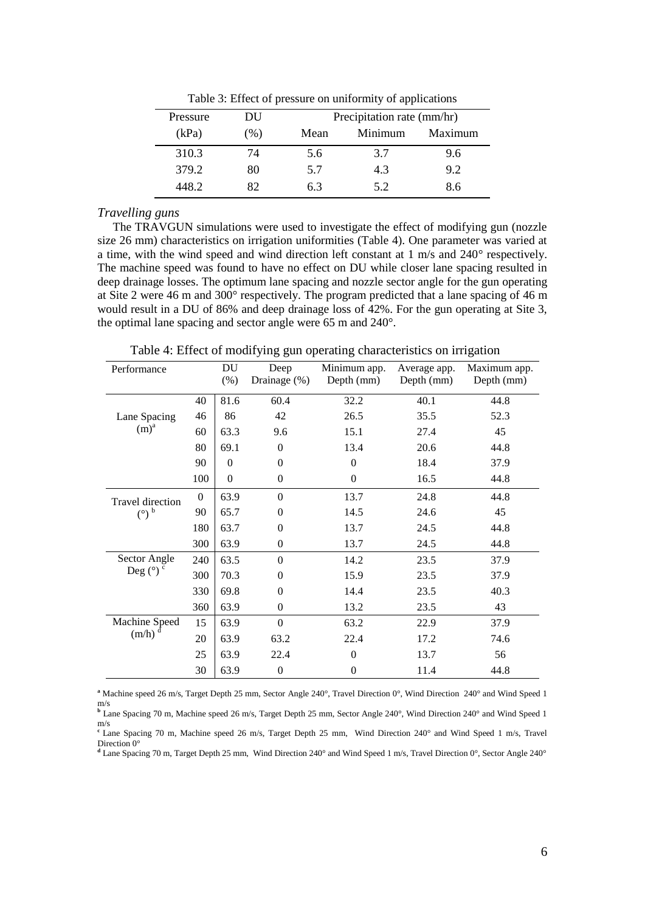Table 3: Effect of pressure on uniformity of applications

| Pressure (kPa) | DU (%) | Precipitation rate (mm/hr) | | |
|---|---|---|---|---|
| | | Mean | Minimum | Maximum |
| 310.3 | 74 | 5.6 | 3.7 | 9.6 |
| 379.2 | 80 | 5.7 | 4.3 | 9.2 |
| 448.2 | 82 | 6.3 | 5.2 | 8.6 |

### *Travelling guns*

The TRAVGUN simulations were used to investigate the effect of modifying gun (nozzle size 26 mm) characteristics on irrigation uniformities (Table 4). One parameter was varied at a time, with the wind speed and wind direction left constant at 1 m/s and 240° respectively. The machine speed was found to have no effect on DU while closer lane spacing resulted in deep drainage losses. The optimum lane spacing and nozzle sector angle for the gun operating at Site 2 were 46 m and 300° respectively. The program predicted that a lane spacing of 46 m would result in a DU of 86% and deep drainage loss of 42%. For the gun operating at Site 3, the optimal lane spacing and sector angle were 65 m and 240°.

Table 4: Effect of modifying gun operating characteristics on irrigation

| Performance | | DU (%) | Deep Drainage (%) | Minimum app. Depth (mm) | Average app. Depth (mm) | Maximum app. Depth (mm) |
|---|---|---|---|---|---|---|
| Lane Spacing (m)[a] | 40 | 81.6 | 60.4 | 32.2 | 40.1 | 44.8 |
| | 46 | 86 | 42 | 26.5 | 35.5 | 52.3 |
| | 60 | 63.3 | 9.6 | 15.1 | 27.4 | 45 |
| | 80 | 69.1 | 0 | 13.4 | 20.6 | 44.8 |
| | 90 | 0 | 0 | 0 | 18.4 | 37.9 |
| | 100 | 0 | 0 | 0 | 16.5 | 44.8 |
| Travel direction (°)[b] | 0 | 63.9 | 0 | 13.7 | 24.8 | 44.8 |
| | 90 | 65.7 | 0 | 14.5 | 24.6 | 45 |
| | 180 | 63.7 | 0 | 13.7 | 24.5 | 44.8 |
| | 300 | 63.9 | 0 | 13.7 | 24.5 | 44.8 |
| Sector Angle Deg (°)[c] | 240 | 63.5 | 0 | 14.2 | 23.5 | 37.9 |
| | 300 | 70.3 | 0 | 15.9 | 23.5 | 37.9 |
| | 330 | 69.8 | 0 | 14.4 | 23.5 | 40.3 |
| | 360 | 63.9 | 0 | 13.2 | 23.5 | 43 |
| Machine Speed (m/h)[d] | 15 | 63.9 | 0 | 63.2 | 22.9 | 37.9 |
| | 20 | 63.9 | 63.2 | 22.4 | 17.2 | 74.6 |
| | 25 | 63.9 | 22.4 | 0 | 13.7 | 56 |
| | 30 | 63.9 | 0 | 0 | 11.4 | 44.8 |

[a] Machine speed 26 m/s, Target Depth 25 mm, Sector Angle 240°, Travel Direction 0°, Wind Direction 240° and Wind Speed 1 m/s

[b] Lane Spacing 70 m, Machine speed 26 m/s, Target Depth 25 mm, Sector Angle 240°, Wind Direction 240° and Wind Speed 1 m/s

[c] Lane Spacing 70 m, Machine speed 26 m/s, Target Depth 25 mm, Wind Direction 240° and Wind Speed 1 m/s, Travel Direction 0°

[d] Lane Spacing 70 m, Target Depth 25 mm, Wind Direction 240° and Wind Speed 1 m/s, Travel Direction 0°, Sector Angle 240°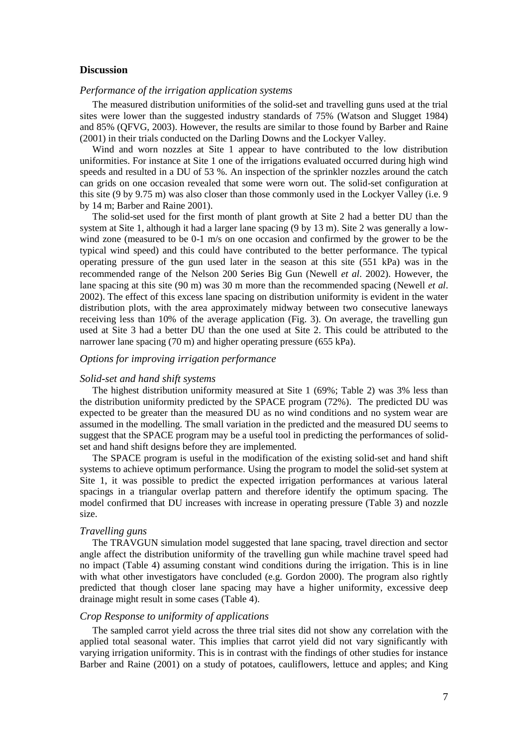## Discussion

### *Performance of the irrigation application systems*

The measured distribution uniformities of the solid-set and travelling guns used at the trial sites were lower than the suggested industry standards of 75% (Watson and Slugget 1984) and 85% (QFVG, 2003). However, the results are similar to those found by Barber and Raine (2001) in their trials conducted on the Darling Downs and the Lockyer Valley.

Wind and worn nozzles at Site 1 appear to have contributed to the low distribution uniformities. For instance at Site 1 one of the irrigations evaluated occurred during high wind speeds and resulted in a DU of 53 %. An inspection of the sprinkler nozzles around the catch can grids on one occasion revealed that some were worn out. The solid-set configuration at this site (9 by 9.75 m) was also closer than those commonly used in the Lockyer Valley (i.e. 9 by 14 m; Barber and Raine 2001).

The solid-set used for the first month of plant growth at Site 2 had a better DU than the system at Site 1, although it had a larger lane spacing (9 by 13 m). Site 2 was generally a low-wind zone (measured to be 0-1 m/s on one occasion and confirmed by the grower to be the typical wind speed) and this could have contributed to the better performance. The typical operating pressure of the gun used later in the season at this site (551 kPa) was in the recommended range of the Nelson 200 Series Big Gun (Newell *et al*. 2002). However, the lane spacing at this site (90 m) was 30 m more than the recommended spacing (Newell *et al*. 2002). The effect of this excess lane spacing on distribution uniformity is evident in the water distribution plots, with the area approximately midway between two consecutive laneways receiving less than 10% of the average application (Fig. 3). On average, the travelling gun used at Site 3 had a better DU than the one used at Site 2. This could be attributed to the narrower lane spacing (70 m) and higher operating pressure (655 kPa).

### *Options for improving irrigation performance*

#### *Solid-set and hand shift systems*

The highest distribution uniformity measured at Site 1 (69%; Table 2) was 3% less than the distribution uniformity predicted by the SPACE program (72%). The predicted DU was expected to be greater than the measured DU as no wind conditions and no system wear are assumed in the modelling. The small variation in the predicted and the measured DU seems to suggest that the SPACE program may be a useful tool in predicting the performances of solid-set and hand shift designs before they are implemented.

The SPACE program is useful in the modification of the existing solid-set and hand shift systems to achieve optimum performance. Using the program to model the solid-set system at Site 1, it was possible to predict the expected irrigation performances at various lateral spacings in a triangular overlap pattern and therefore identify the optimum spacing. The model confirmed that DU increases with increase in operating pressure (Table 3) and nozzle size.

#### *Travelling guns*

The TRAVGUN simulation model suggested that lane spacing, travel direction and sector angle affect the distribution uniformity of the travelling gun while machine travel speed had no impact (Table 4) assuming constant wind conditions during the irrigation. This is in line with what other investigators have concluded (e.g. Gordon 2000). The program also rightly predicted that though closer lane spacing may have a higher uniformity, excessive deep drainage might result in some cases (Table 4).

### *Crop Response to uniformity of applications*

The sampled carrot yield across the three trial sites did not show any correlation with the applied total seasonal water. This implies that carrot yield did not vary significantly with varying irrigation uniformity. This is in contrast with the findings of other studies for instance Barber and Raine (2001) on a study of potatoes, cauliflowers, lettuce and apples; and King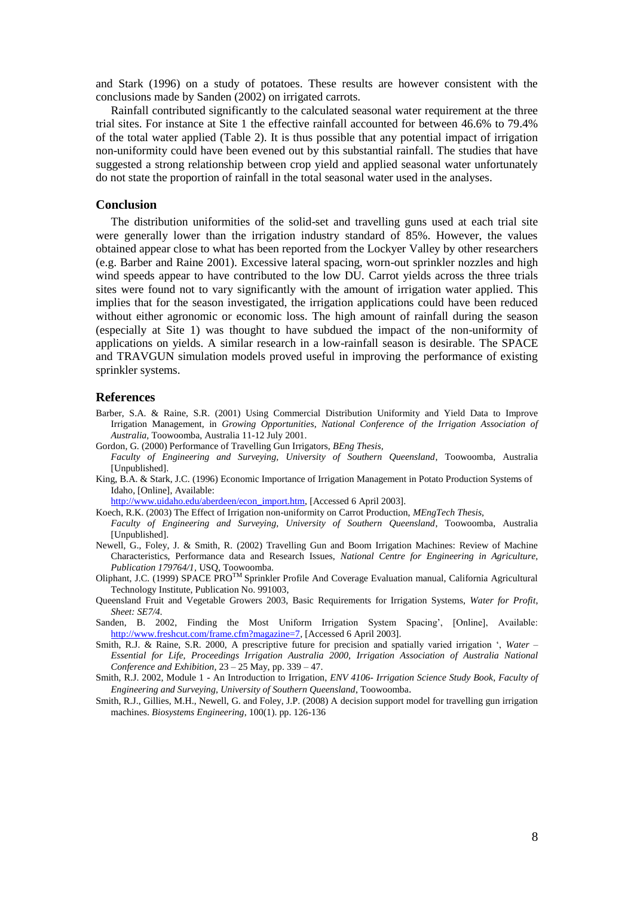and Stark (1996) on a study of potatoes. These results are however consistent with the conclusions made by Sanden (2002) on irrigated carrots.

Rainfall contributed significantly to the calculated seasonal water requirement at the three trial sites. For instance at Site 1 the effective rainfall accounted for between 46.6% to 79.4% of the total water applied (Table 2). It is thus possible that any potential impact of irrigation non-uniformity could have been evened out by this substantial rainfall. The studies that have suggested a strong relationship between crop yield and applied seasonal water unfortunately do not state the proportion of rainfall in the total seasonal water used in the analyses.

## Conclusion

The distribution uniformities of the solid-set and travelling guns used at each trial site were generally lower than the irrigation industry standard of 85%. However, the values obtained appear close to what has been reported from the Lockyer Valley by other researchers (e.g. Barber and Raine 2001). Excessive lateral spacing, worn-out sprinkler nozzles and high wind speeds appear to have contributed to the low DU. Carrot yields across the three trials sites were found not to vary significantly with the amount of irrigation water applied. This implies that for the season investigated, the irrigation applications could have been reduced without either agronomic or economic loss. The high amount of rainfall during the season (especially at Site 1) was thought to have subdued the impact of the non-uniformity of applications on yields. A similar research in a low-rainfall season is desirable. The SPACE and TRAVGUN simulation models proved useful in improving the performance of existing sprinkler systems.

## References

Barber, S.A. & Raine, S.R. (2001) Using Commercial Distribution Uniformity and Yield Data to Improve Irrigation Management, in *Growing Opportunities, National Conference of the Irrigation Association of Australia*, Toowoomba, Australia 11-12 July 2001.

Gordon, G. (2000) Performance of Travelling Gun Irrigators, *BEng Thesis, Faculty of Engineering and Surveying, University of Southern Queensland*, Toowoomba, Australia [Unpublished].

King, B.A. & Stark, J.C. (1996) Economic Importance of Irrigation Management in Potato Production Systems of Idaho, [Online], Available: http://www.uidaho.edu/aberdeen/econ_import.htm, [Accessed 6 April 2003].

Koech, R.K. (2003) The Effect of Irrigation non-uniformity on Carrot Production, *MEngTech Thesis, Faculty of Engineering and Surveying, University of Southern Queensland*, Toowoomba, Australia [Unpublished].

Newell, G., Foley, J. & Smith, R. (2002) Travelling Gun and Boom Irrigation Machines: Review of Machine Characteristics, Performance data and Research Issues, *National Centre for Engineering in Agriculture, Publication 179764/1*, USQ, Toowoomba.

Oliphant, J.C. (1999) SPACE PRO$^{TM}$ Sprinkler Profile And Coverage Evaluation manual, California Agricultural Technology Institute, Publication No. 991003,

Queensland Fruit and Vegetable Growers 2003, Basic Requirements for Irrigation Systems, *Water for Profit, Sheet: SE7/4.*

Sanden, B. 2002, Finding the Most Uniform Irrigation System Spacing', [Online], Available: http://www.freshcut.com/frame.cfm?magazine=7, [Accessed 6 April 2003].

Smith, R.J. & Raine, S.R. 2000, A prescriptive future for precision and spatially varied irrigation ', *Water – Essential for Life, Proceedings Irrigation Australia 2000, Irrigation Association of Australia National Conference and Exhibition*, 23 – 25 May, pp. 339 – 47.

Smith, R.J. 2002, Module 1 - An Introduction to Irrigation, *ENV 4106- Irrigation Science Study Book, Faculty of Engineering and Surveying, University of Southern Queensland*, Toowoomba.

Smith, R.J., Gillies, M.H., Newell, G. and Foley, J.P. (2008) A decision support model for travelling gun irrigation machines. *Biosystems Engineering*, 100(1). pp. 126-136